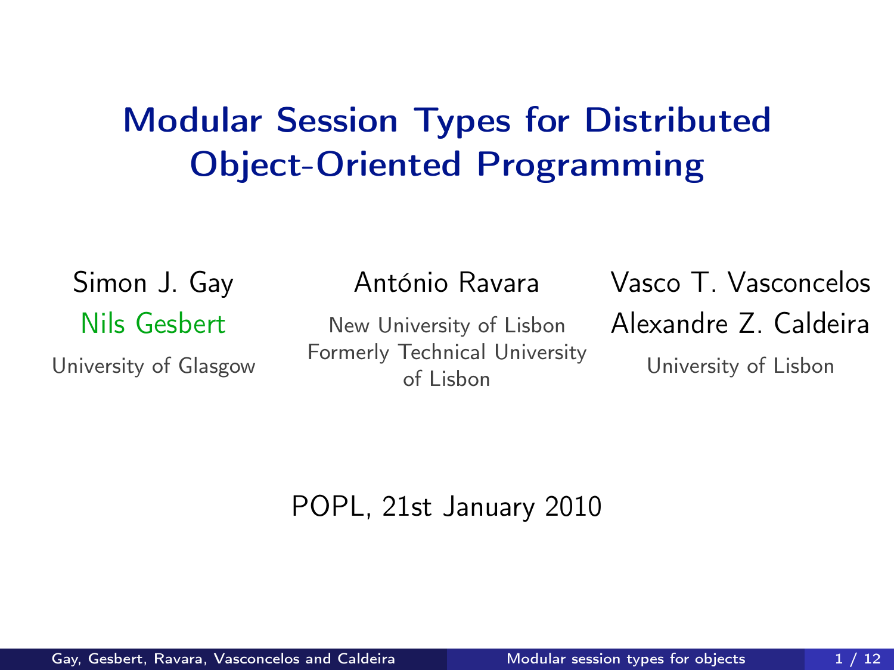# Modular Session Types for Distributed Object-Oriented Programming

Simon J. Gay
Nils Gesbert
University of Glasgow

António Ravara
New University of Lisbon
Formerly Technical University of Lisbon

Vasco T. Vasconcelos
Alexandre Z. Caldeira
University of Lisbon

POPL, 21st January 2010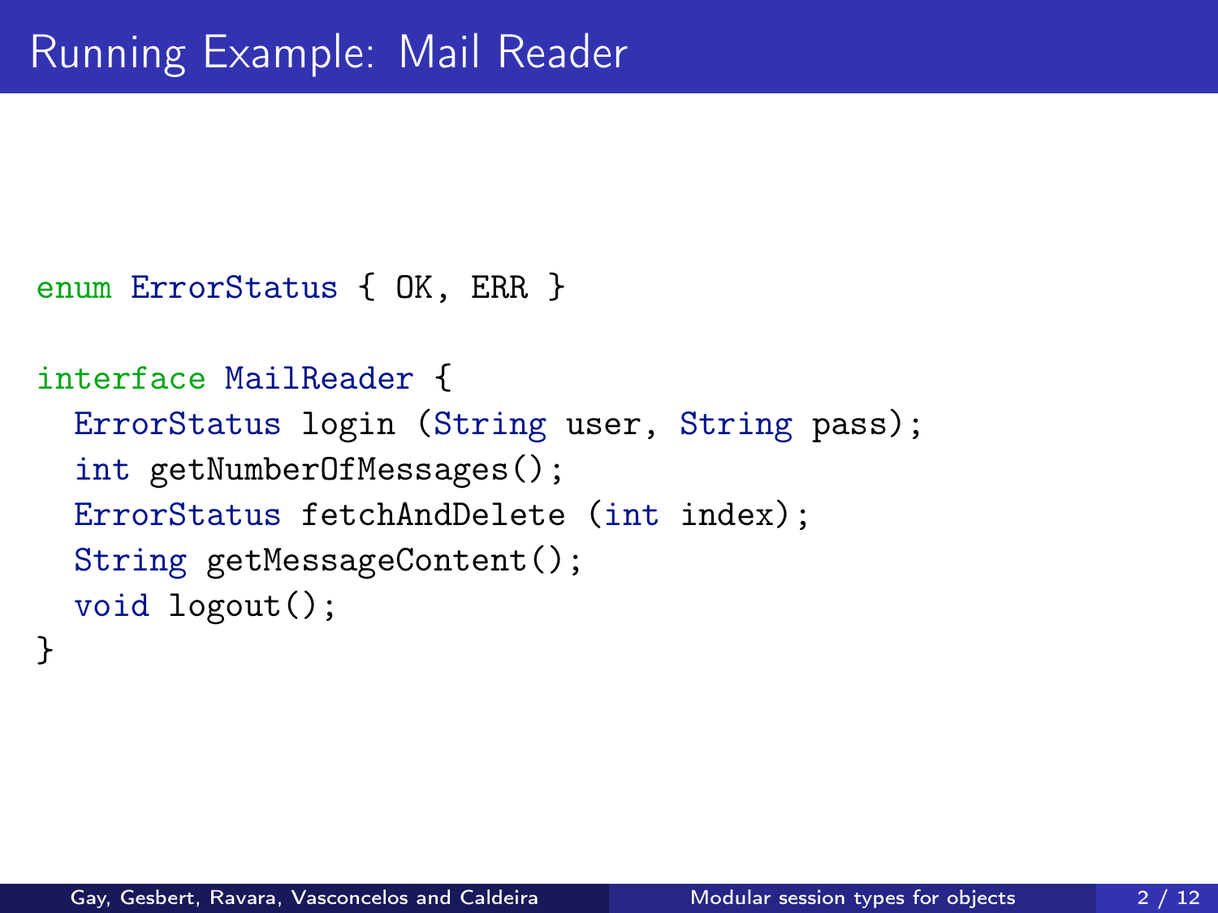# Running Example: Mail Reader

```
enum ErrorStatus { OK, ERR }

interface MailReader {
  ErrorStatus login (String user, String pass);
  int getNumberOfMessages();
  ErrorStatus fetchAndDelete (int index);
  String getMessageContent();
  void logout();
}
```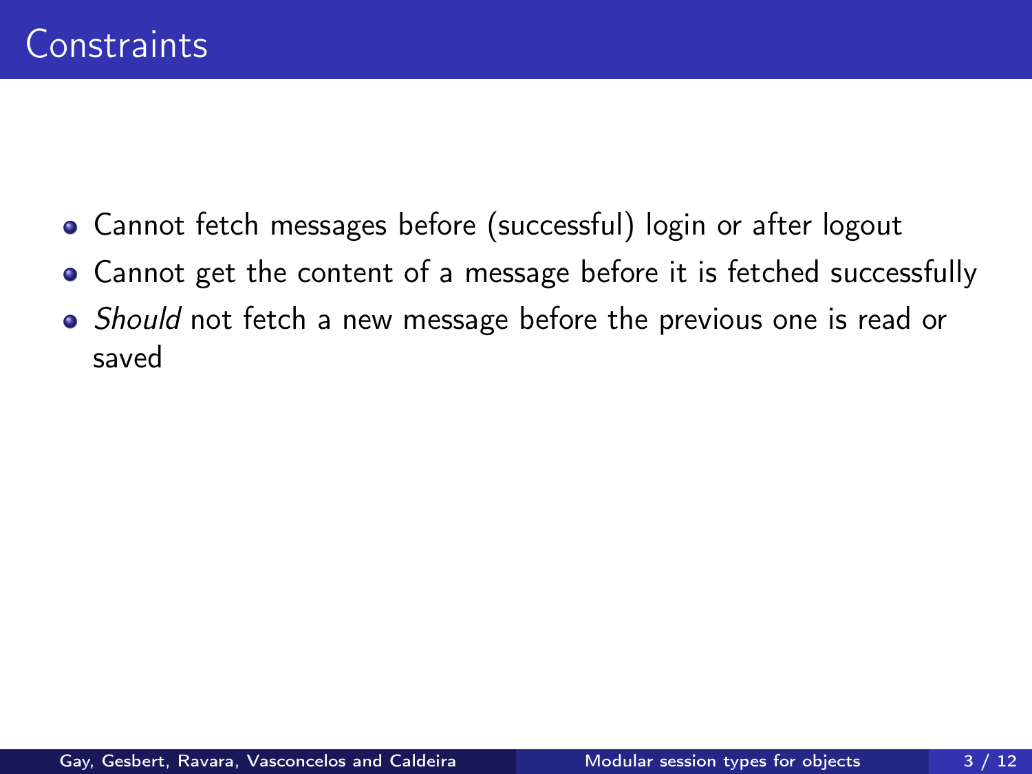# Constraints

- Cannot fetch messages before (successful) login or after logout
- Cannot get the content of a message before it is fetched successfully
- *Should* not fetch a new message before the previous one is read or saved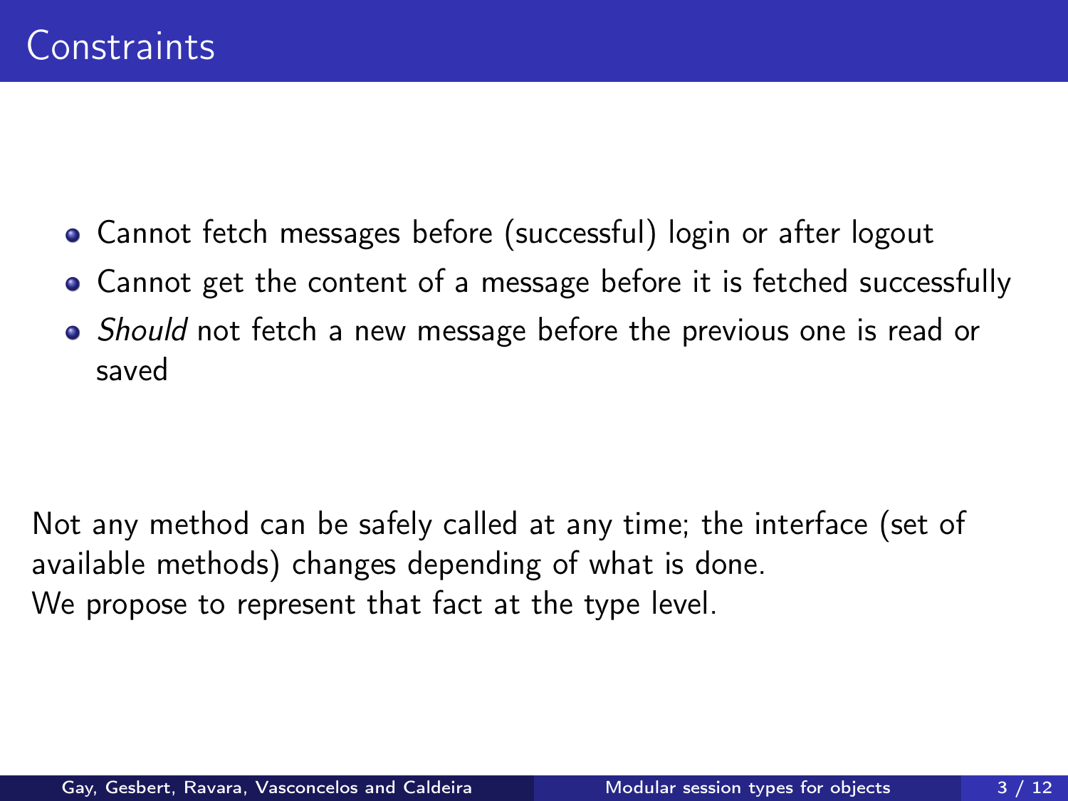# Constraints

- Cannot fetch messages before (successful) login or after logout
- Cannot get the content of a message before it is fetched successfully
- *Should* not fetch a new message before the previous one is read or saved

Not any method can be safely called at any time; the interface (set of available methods) changes depending of what is done.
We propose to represent that fact at the type level.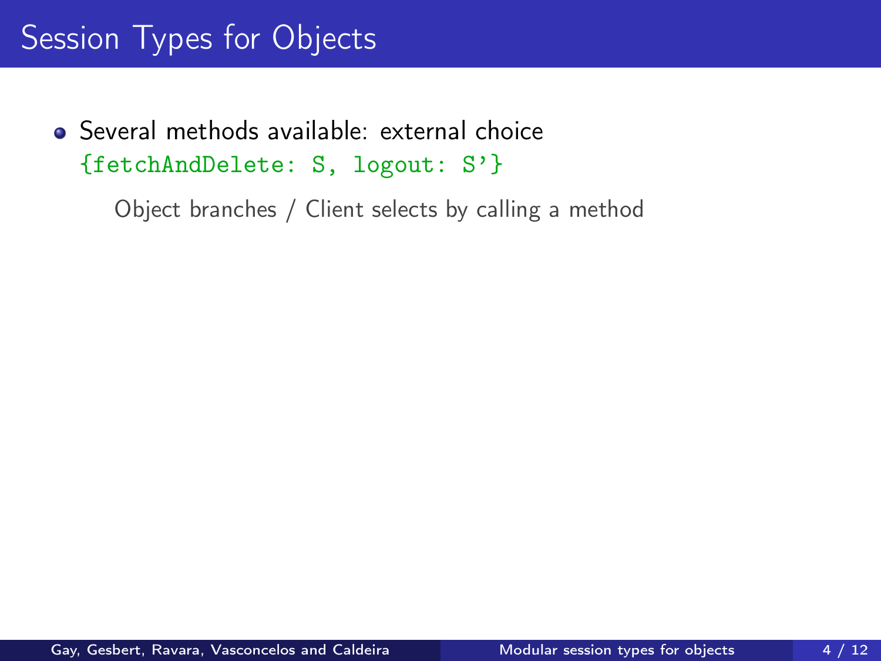# Session Types for Objects

- Several methods available: external choice
  `{fetchAndDelete: S, logout: S'}`

  Object branches / Client selects by calling a method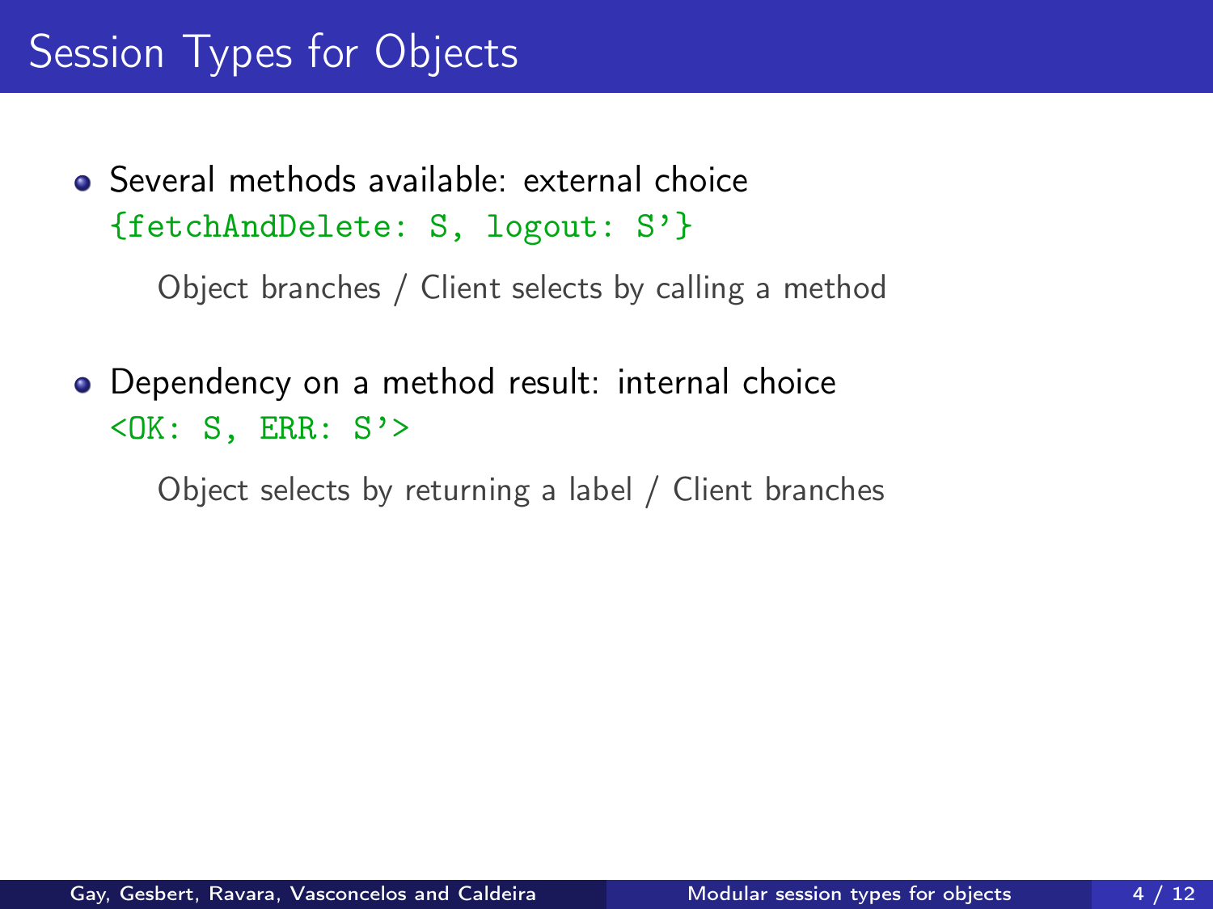# Session Types for Objects

- Several methods available: external choice
  `{fetchAndDelete: S, logout: S’}`

  Object branches / Client selects by calling a method

- Dependency on a method result: internal choice
  `<OK: S, ERR: S’>`

  Object selects by returning a label / Client branches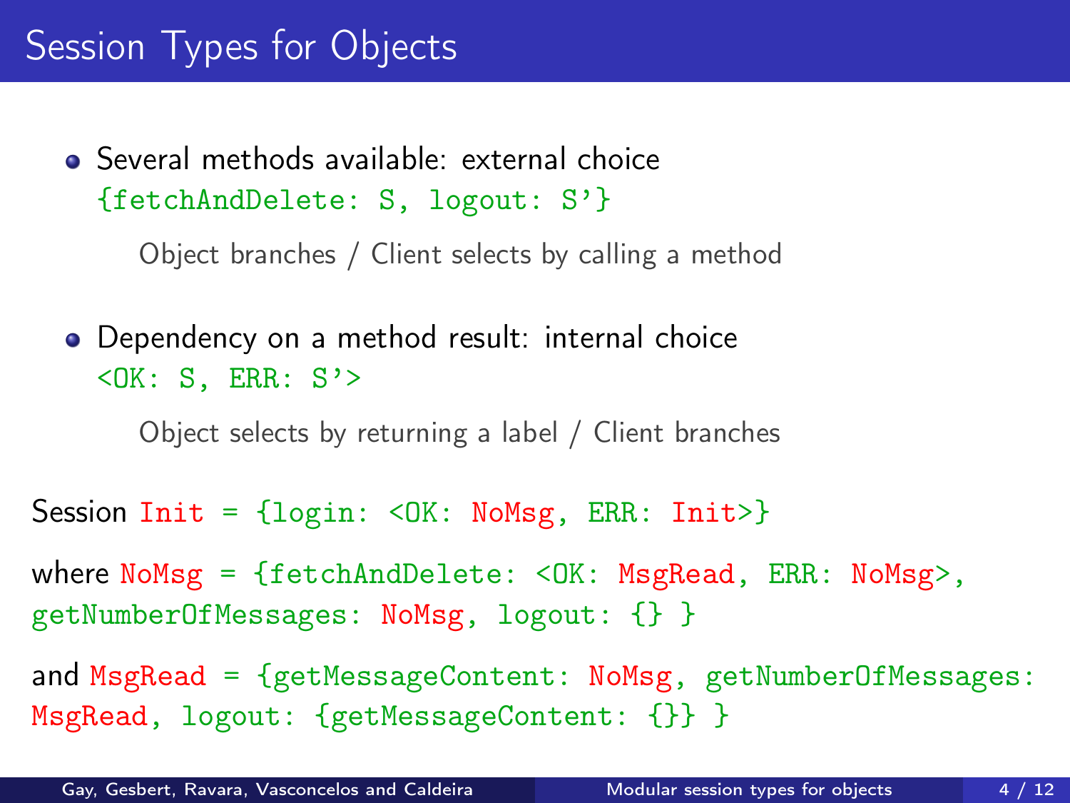# Session Types for Objects

- Several methods available: external choice
  `{fetchAndDelete: S, logout: S'}`

  Object branches / Client selects by calling a method

- Dependency on a method result: internal choice
  `<OK: S, ERR: S'>`

  Object selects by returning a label / Client branches

Session `Init = {login: <OK: NoMsg, ERR: Init>}`

where `NoMsg = {fetchAndDelete: <OK: MsgRead, ERR: NoMsg>, getNumberOfMessages: NoMsg, logout: {} }`

and `MsgRead = {getMessageContent: NoMsg, getNumberOfMessages: MsgRead, logout: {getMessageContent: {}} }`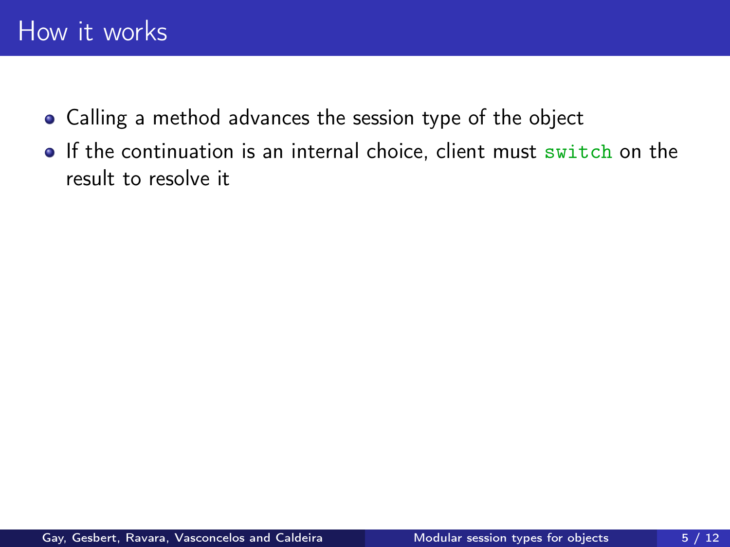# How it works

- Calling a method advances the session type of the object
- If the continuation is an internal choice, client must `switch` on the result to resolve it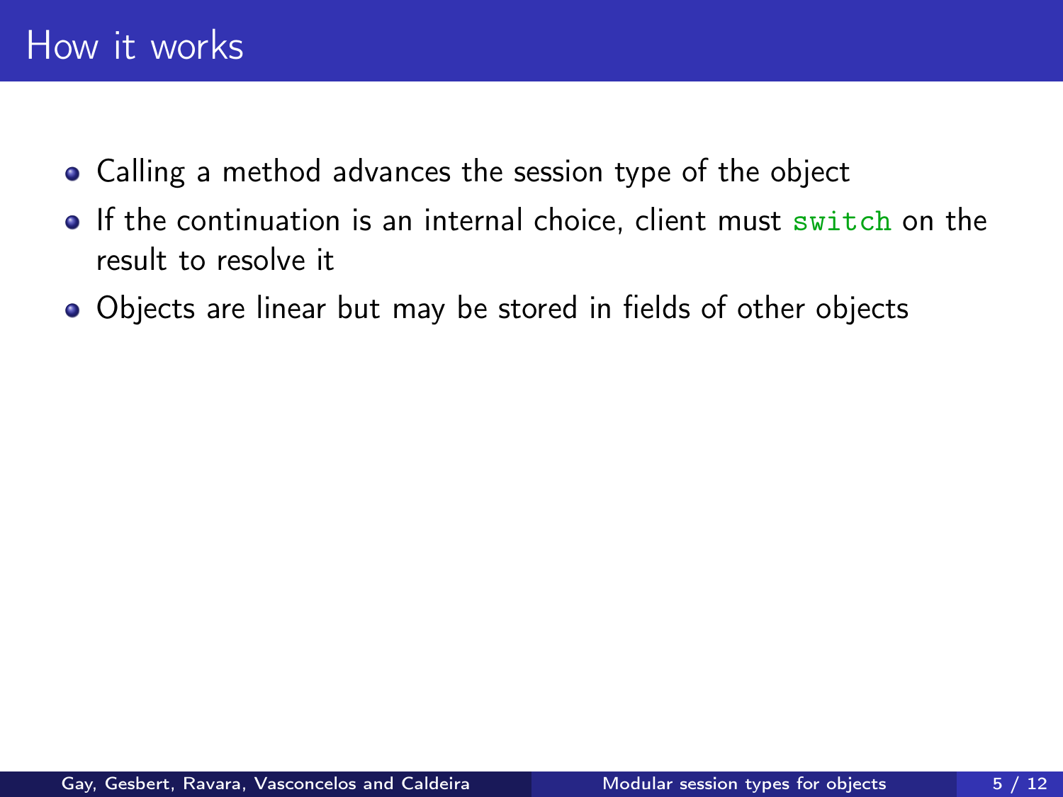# How it works

- Calling a method advances the session type of the object
- If the continuation is an internal choice, client must `switch` on the result to resolve it
- Objects are linear but may be stored in fields of other objects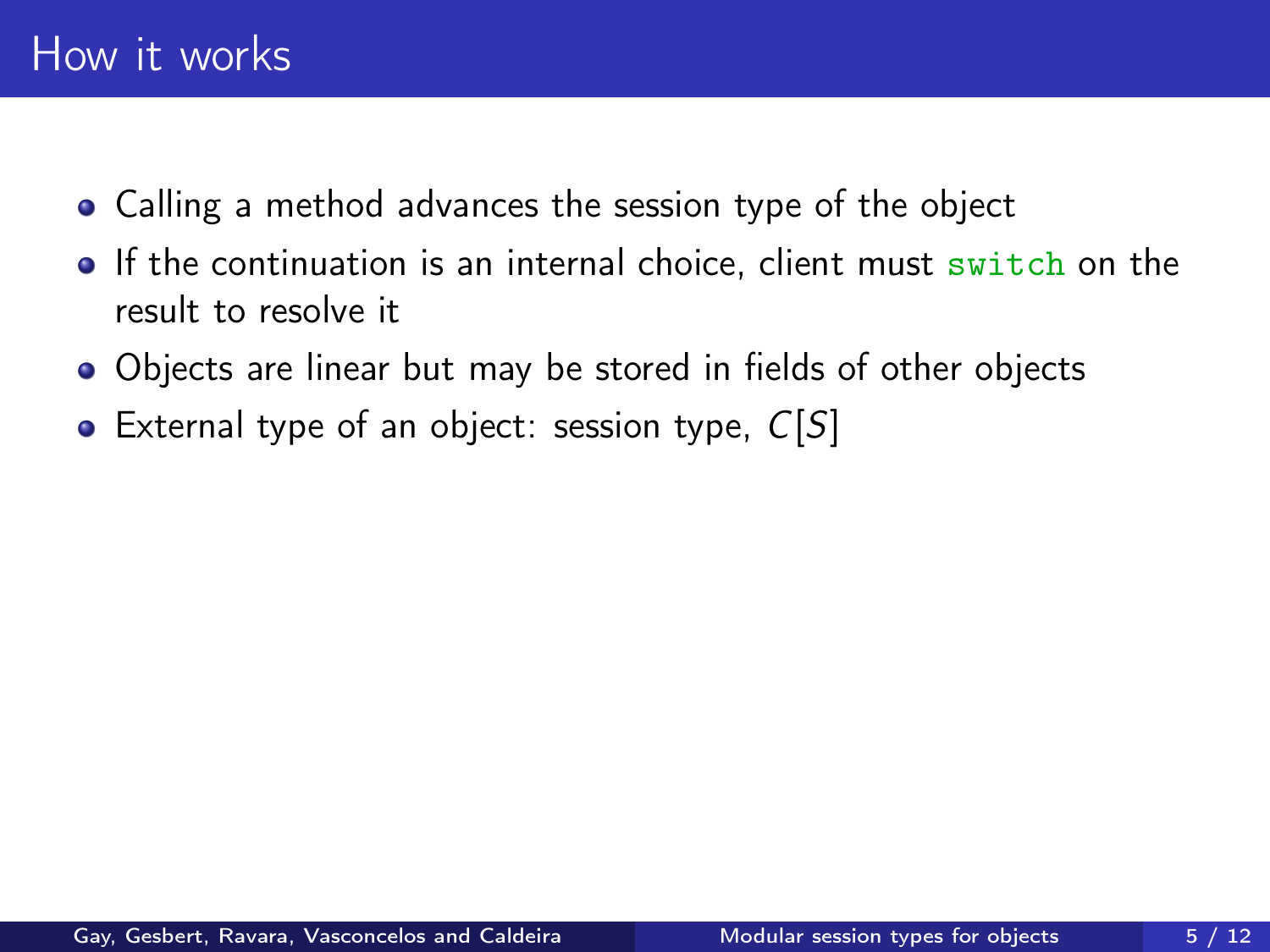# How it works

- Calling a method advances the session type of the object
- If the continuation is an internal choice, client must `switch` on the result to resolve it
- Objects are linear but may be stored in fields of other objects
- External type of an object: session type, $C[S]$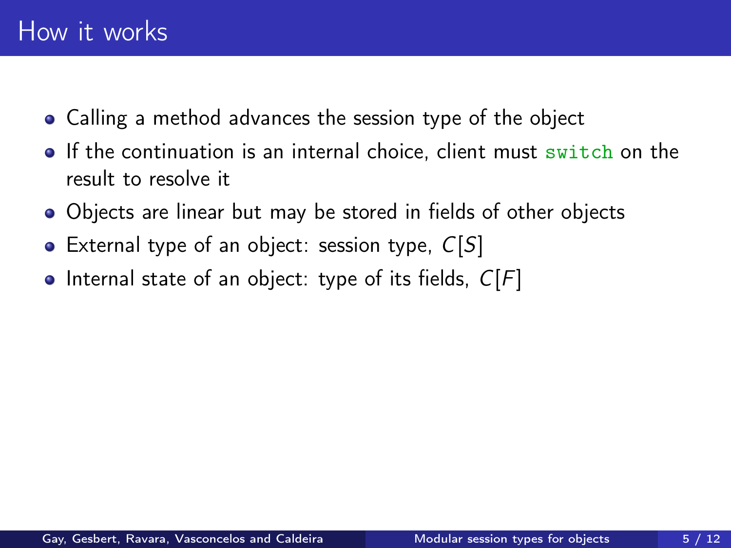# How it works

- Calling a method advances the session type of the object
- If the continuation is an internal choice, client must `switch` on the result to resolve it
- Objects are linear but may be stored in fields of other objects
- External type of an object: session type, $C[S]$
- Internal state of an object: type of its fields, $C[F]$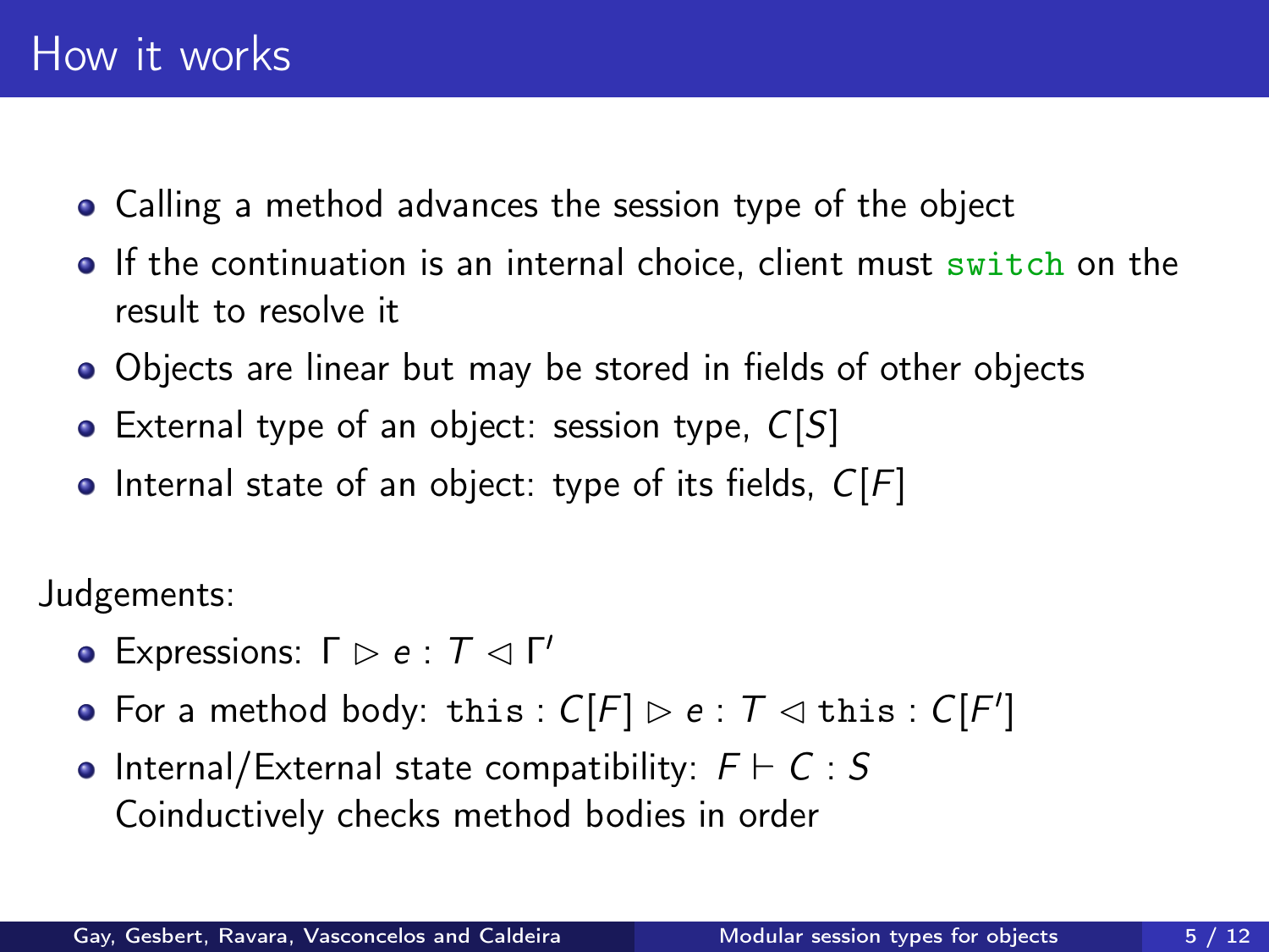# How it works

- Calling a method advances the session type of the object
- If the continuation is an internal choice, client must `switch` on the result to resolve it
- Objects are linear but may be stored in fields of other objects
- External type of an object: session type, $C[S]$
- Internal state of an object: type of its fields, $C[F]$

Judgements:

- Expressions: $\Gamma \triangleright e : T \triangleleft \Gamma'$
- For a method body: $\texttt{this} : C[F] \triangleright e : T \triangleleft \texttt{this} : C[F']$
- Internal/External state compatibility: $F \vdash C : S$
  Coinductively checks method bodies in order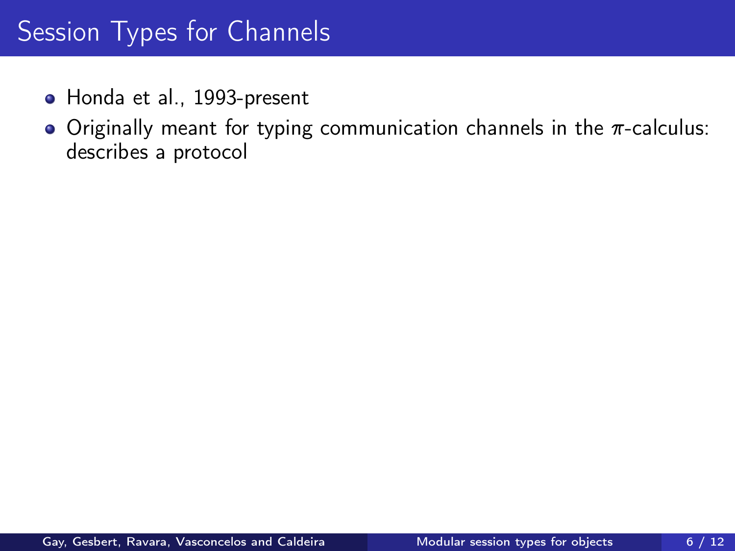# Session Types for Channels

- Honda et al., 1993-present
- Originally meant for typing communication channels in the $\pi$-calculus: describes a protocol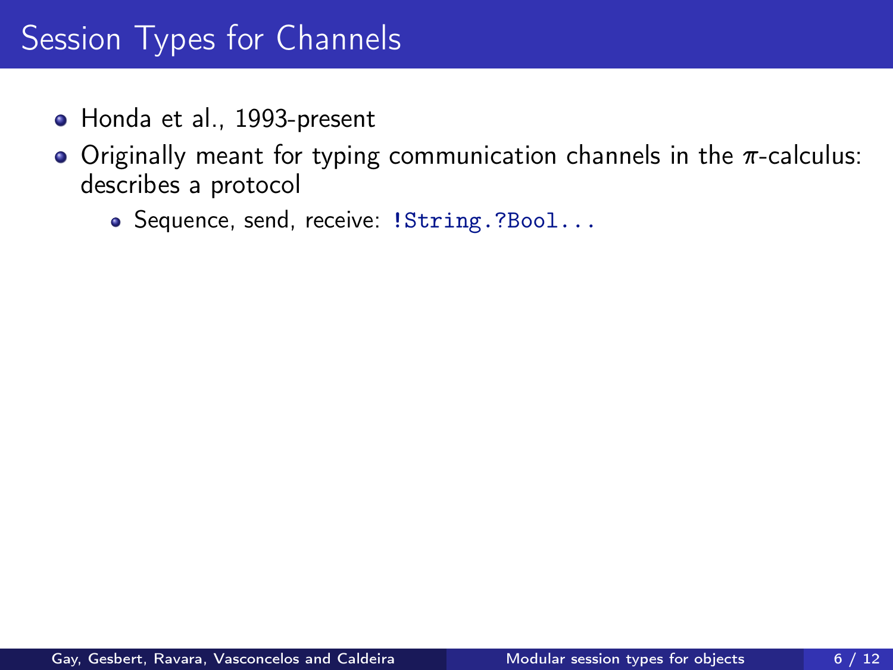# Session Types for Channels

- Honda et al., 1993-present
- Originally meant for typing communication channels in the $\pi$-calculus: describes a protocol
  - Sequence, send, receive: `!String.?Bool...`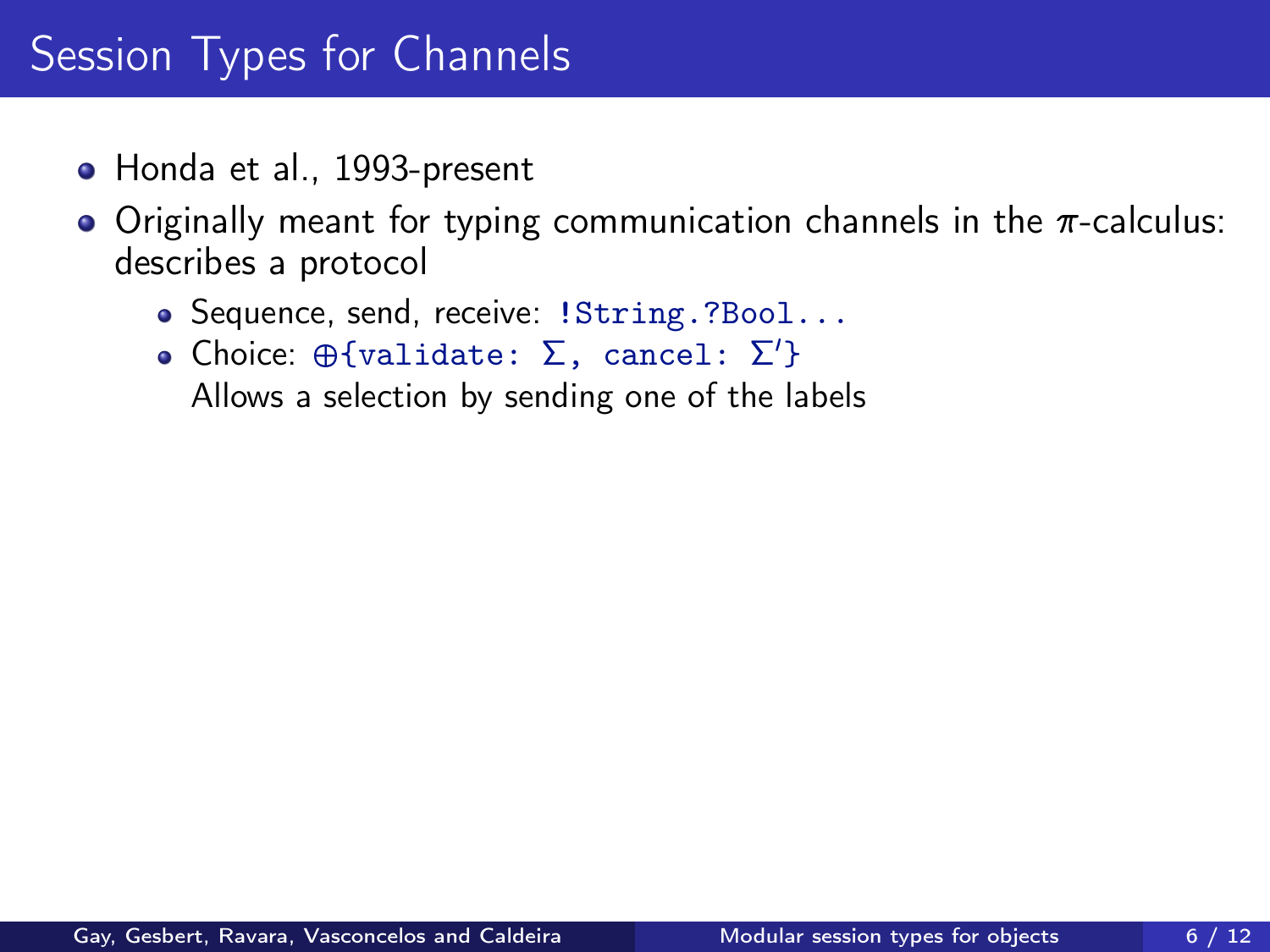# Session Types for Channels

- Honda et al., 1993-present
- Originally meant for typing communication channels in the $\pi$-calculus: describes a protocol
  - Sequence, send, receive: `!String.?Bool...`
  - Choice: $\oplus$`{validate:` $\Sigma$`, cancel:` $\Sigma'$`}`
    Allows a selection by sending one of the labels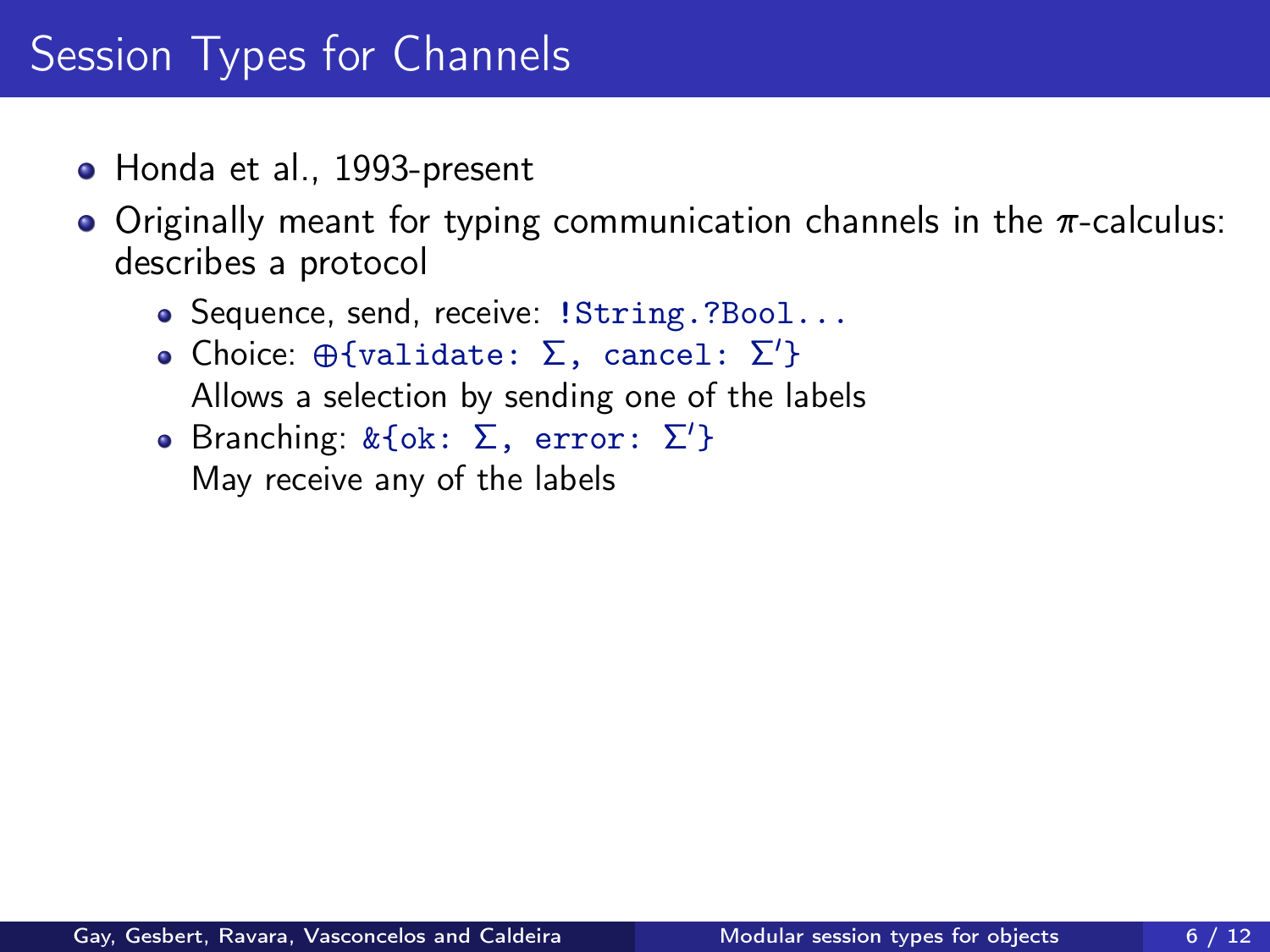# Session Types for Channels

- Honda et al., 1993-present
- Originally meant for typing communication channels in the $\pi$-calculus: describes a protocol
  - Sequence, send, receive: `!String.?Bool...`
  - Choice: $\oplus$`{validate:` $\Sigma$`, cancel:` $\Sigma'$`}`
    Allows a selection by sending one of the labels
  - Branching: `&{ok:` $\Sigma$`, error:` $\Sigma'$`}`
    May receive any of the labels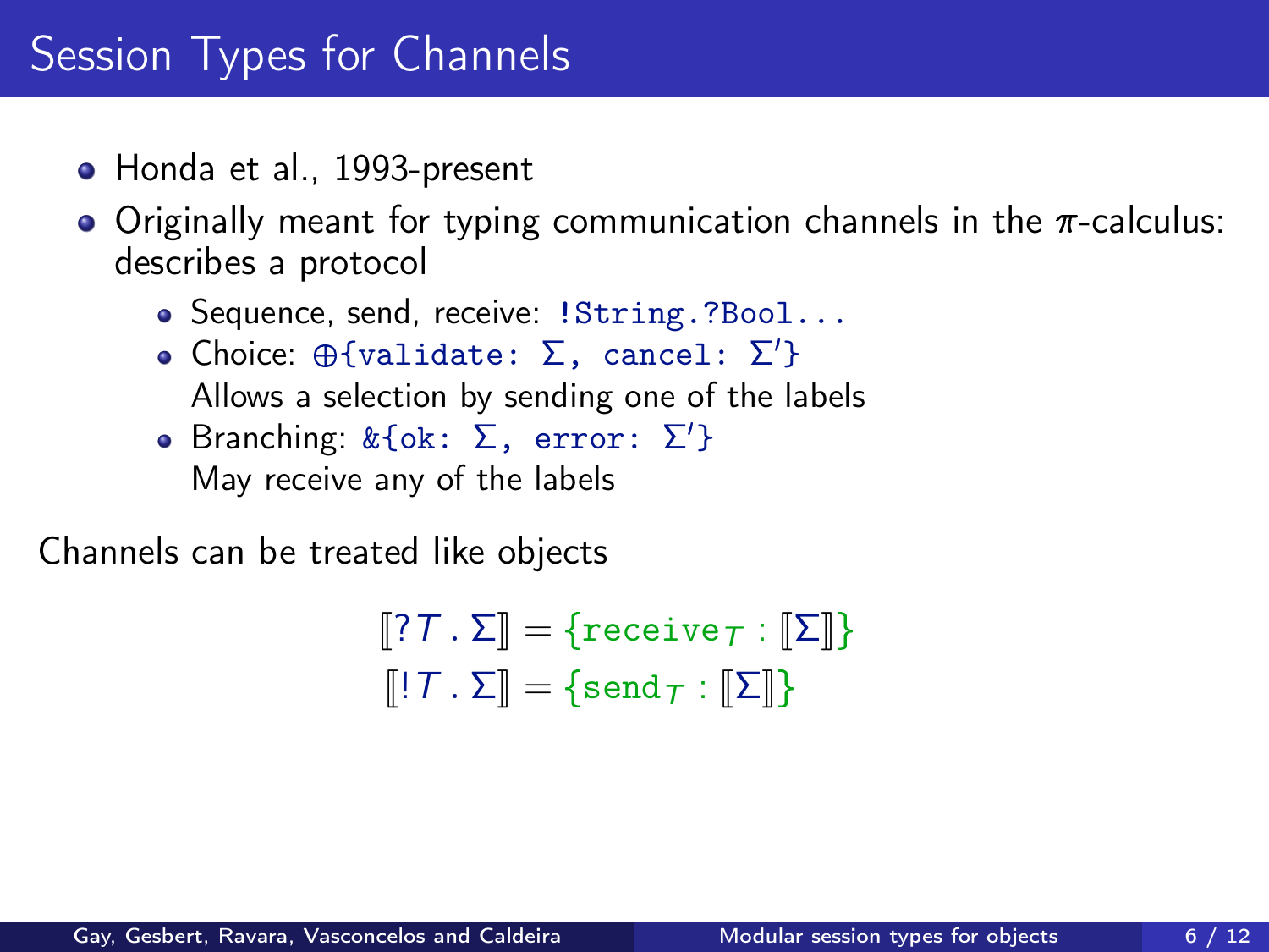# Session Types for Channels

- Honda et al., 1993-present
- Originally meant for typing communication channels in the $\pi$-calculus: describes a protocol
  - Sequence, send, receive: `!String.?Bool...`
  - Choice: $\oplus$`{validate:` $\Sigma$`, cancel:` $\Sigma'$`}`
    Allows a selection by sending one of the labels
  - Branching: `&{ok:` $\Sigma$`, error:` $\Sigma'$`}`
    May receive any of the labels

Channels can be treated like objects

$$[\![?T\,.\,\Sigma]\!] = \{\mathtt{receive}_T : [\![\Sigma]\!]\}$$
$$[\![!T\,.\,\Sigma]\!] = \{\mathtt{send}_T : [\![\Sigma]\!]\}$$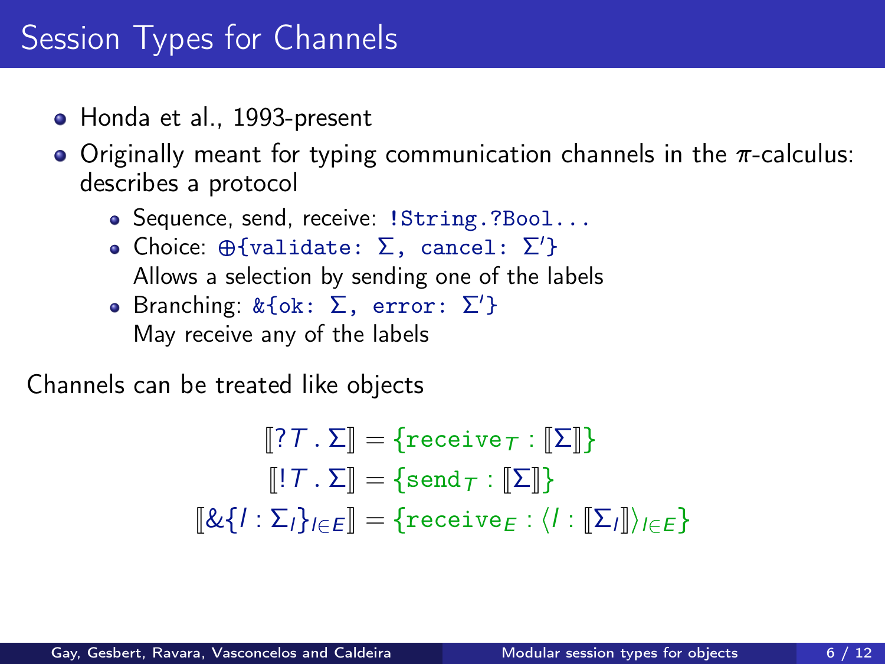# Session Types for Channels

- Honda et al., 1993-present
- Originally meant for typing communication channels in the $\pi$-calculus: describes a protocol
  - Sequence, send, receive: `!String.?Bool...`
  - Choice: `⊕{validate: Σ, cancel: Σ'}`
    Allows a selection by sending one of the labels
  - Branching: `&{ok: Σ, error: Σ'}`
    May receive any of the labels

Channels can be treated like objects

$$\llbracket ?T\,.\,\Sigma \rrbracket = \{\mathtt{receive}_T : \llbracket \Sigma \rrbracket\}$$

$$\llbracket !T\,.\,\Sigma \rrbracket = \{\mathtt{send}_T : \llbracket \Sigma \rrbracket\}$$

$$\llbracket \&\{l : \Sigma_l\}_{l \in E} \rrbracket = \{\mathtt{receive}_E : \langle l : \llbracket \Sigma_l \rrbracket \rangle_{l \in E}\}$$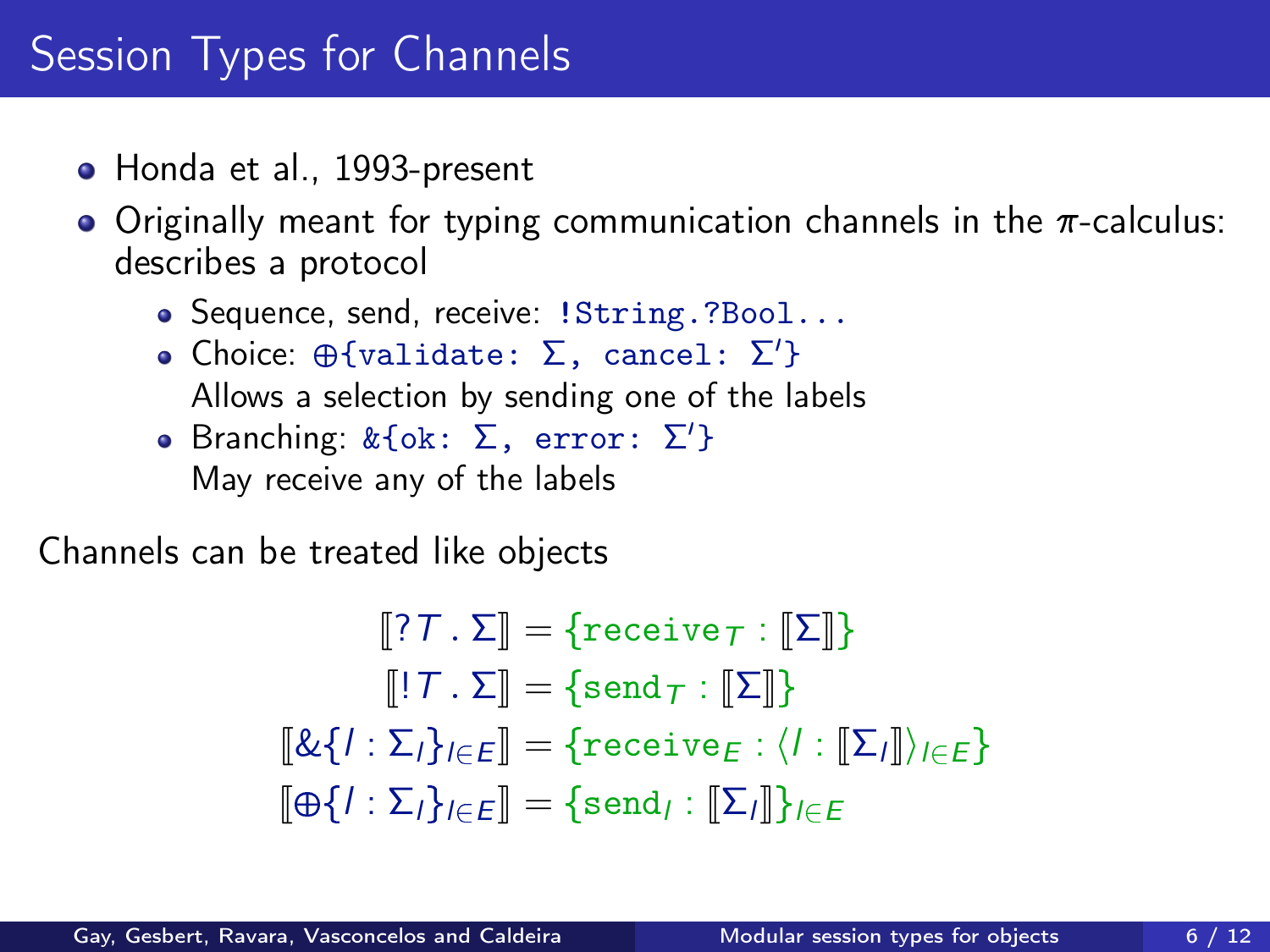# Session Types for Channels

- Honda et al., 1993-present
- Originally meant for typing communication channels in the $\pi$-calculus: describes a protocol
  - Sequence, send, receive: `!String.?Bool...`
  - Choice: $\oplus$`{validate: `$\Sigma$`, cancel: `$\Sigma'$`}`
    Allows a selection by sending one of the labels
  - Branching: `&{ok: `$\Sigma$`, error: `$\Sigma'$`}`
    May receive any of the labels

Channels can be treated like objects

$$
\begin{aligned}
[\![ ?T \,.\, \Sigma ]\!] &= \{\mathtt{receive}_T : [\![ \Sigma ]\!]\} \\
[\![ !T \,.\, \Sigma ]\!] &= \{\mathtt{send}_T : [\![ \Sigma ]\!]\} \\
[\![ \&\{l : \Sigma_l\}_{l \in E} ]\!] &= \{\mathtt{receive}_E : \langle l : [\![ \Sigma_l ]\!] \rangle_{l \in E}\} \\
[\![ \oplus\{l : \Sigma_l\}_{l \in E} ]\!] &= \{\mathtt{send}_l : [\![ \Sigma_l ]\!]\}_{l \in E}
\end{aligned}
$$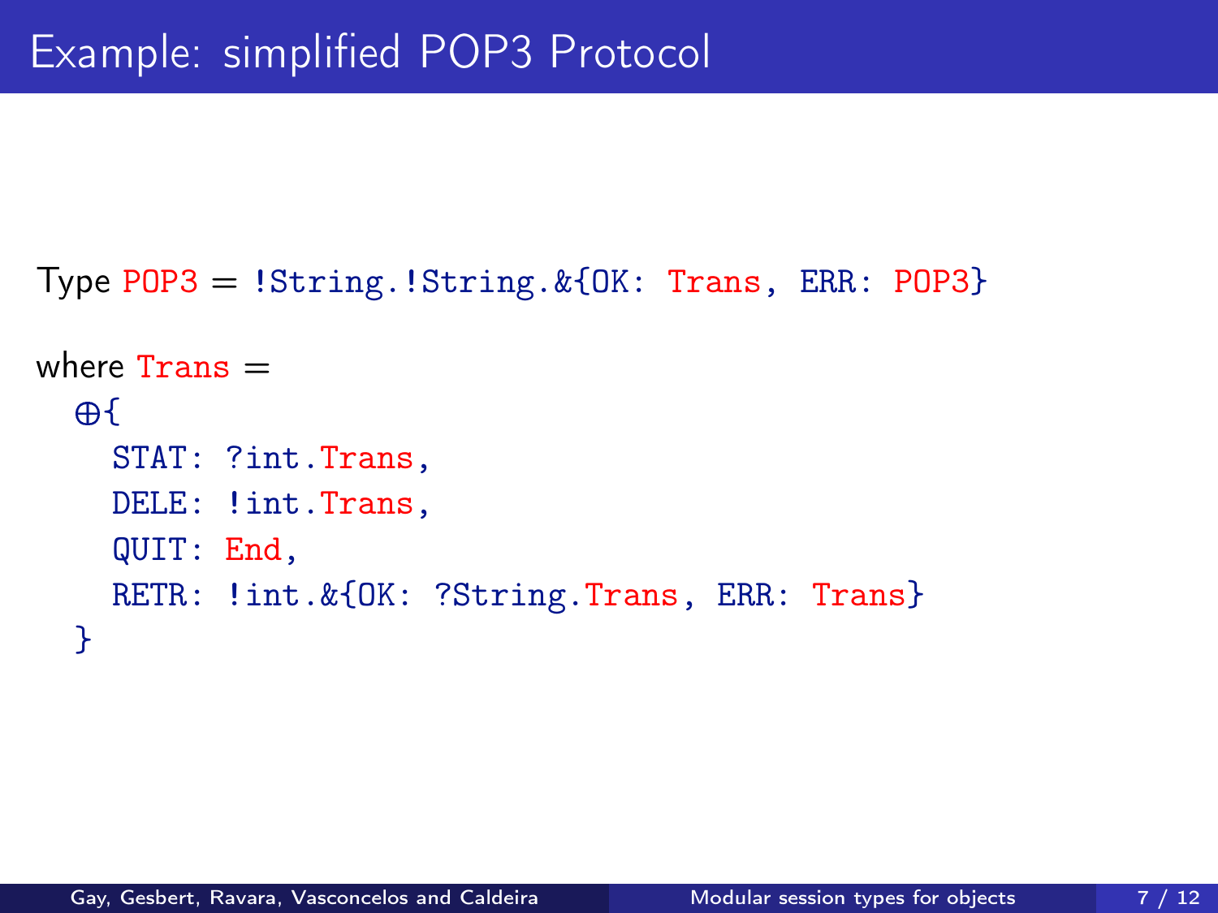# Example: simplified POP3 Protocol

```
Type POP3 = !String.!String.&{OK: Trans, ERR: POP3}

where Trans =
  ⊕{
    STAT: ?int.Trans,
    DELE: !int.Trans,
    QUIT: End,
    RETR: !int.&{OK: ?String.Trans, ERR: Trans}
  }
```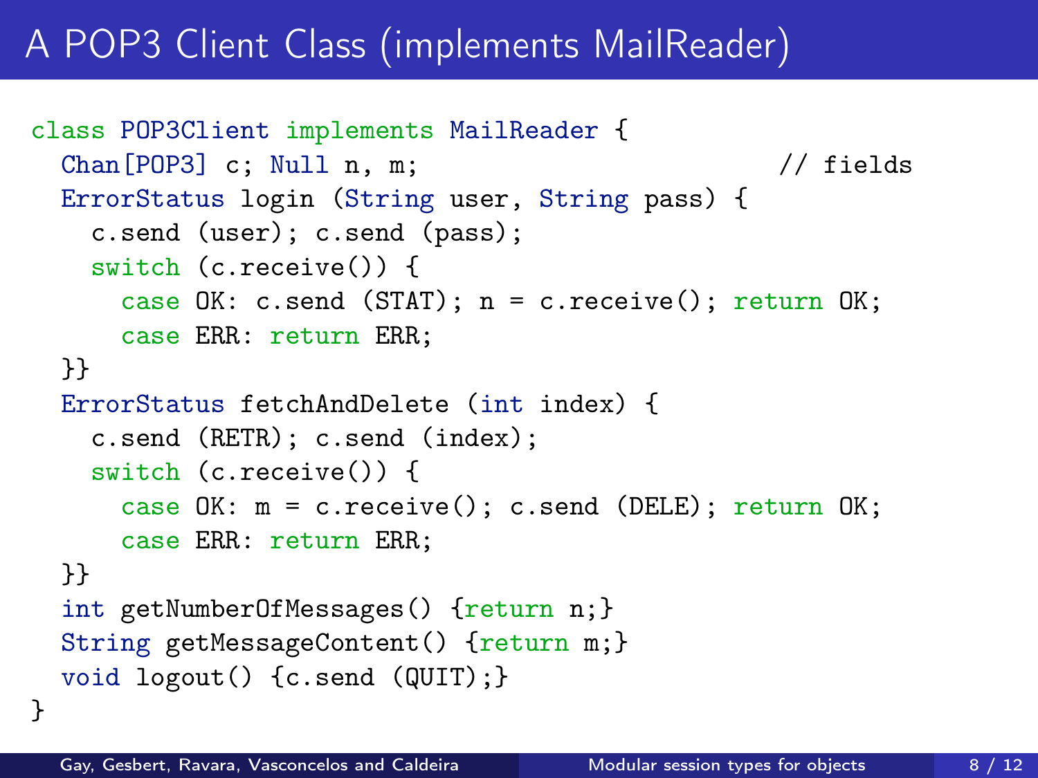# A POP3 Client Class (implements MailReader)

```
class POP3Client implements MailReader {
  Chan[POP3] c; Null n, m;                                // fields
  ErrorStatus login (String user, String pass) {
    c.send (user); c.send (pass);
    switch (c.receive()) {
      case OK: c.send (STAT); n = c.receive(); return OK;
      case ERR: return ERR;
  }}
  ErrorStatus fetchAndDelete (int index) {
    c.send (RETR); c.send (index);
    switch (c.receive()) {
      case OK: m = c.receive(); c.send (DELE); return OK;
      case ERR: return ERR;
  }}
  int getNumberOfMessages() {return n;}
  String getMessageContent() {return m;}
  void logout() {c.send (QUIT);}
}
```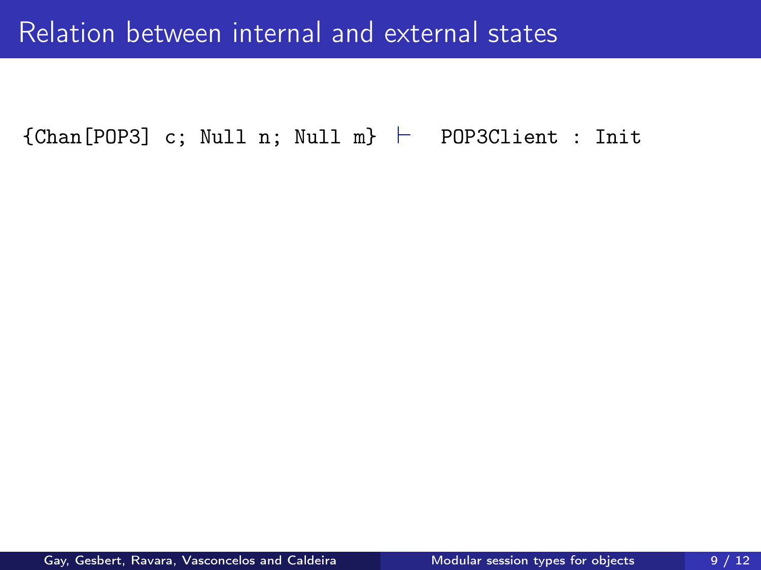# Relation between internal and external states

```
{Chan[POP3] c; Null n; Null m} ⊢   POP3Client : Init
```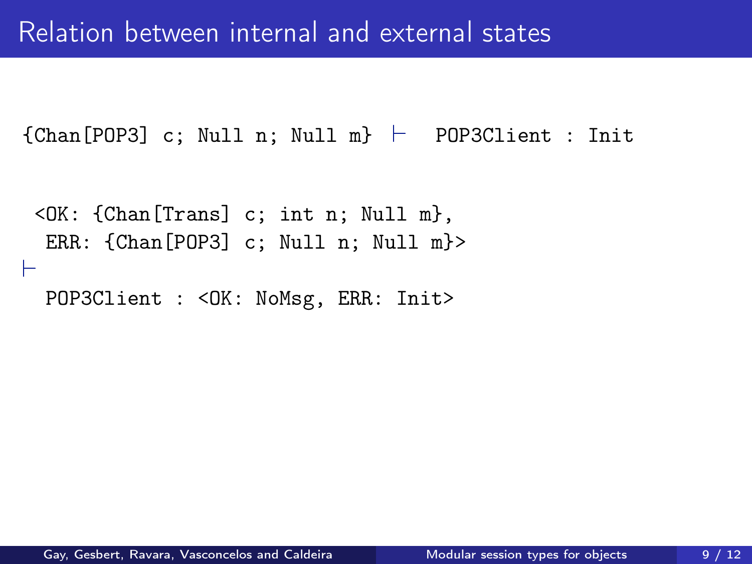# Relation between internal and external states

```
{Chan[POP3] c; Null n; Null m} ⊢  POP3Client : Init
```

```
 <OK: {Chan[Trans] c; int n; Null m},
  ERR: {Chan[POP3] c; Null n; Null m}>
⊢
  POP3Client : <OK: NoMsg, ERR: Init>
```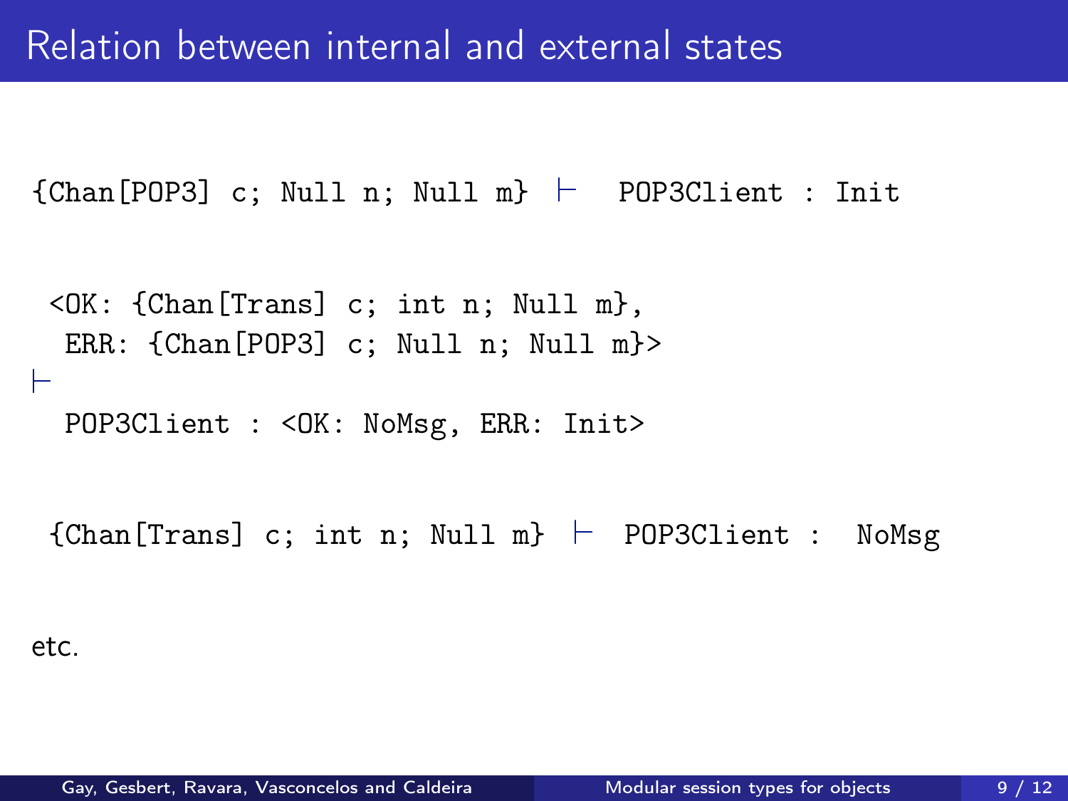# Relation between internal and external states

```
{Chan[POP3] c; Null n; Null m} ⊢  POP3Client : Init
```

```
 <OK: {Chan[Trans] c; int n; Null m},
  ERR: {Chan[POP3] c; Null n; Null m}>
⊢
  POP3Client : <OK: NoMsg, ERR: Init>
```

```
 {Chan[Trans] c; int n; Null m} ⊢  POP3Client :  NoMsg
```

etc.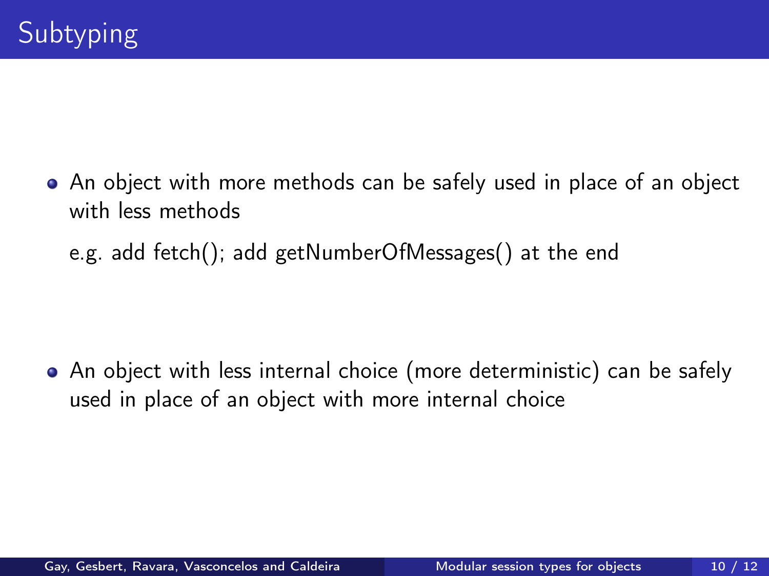# Subtyping

- An object with more methods can be safely used in place of an object with less methods

  e.g. add fetch(); add getNumberOfMessages() at the end

- An object with less internal choice (more deterministic) can be safely used in place of an object with more internal choice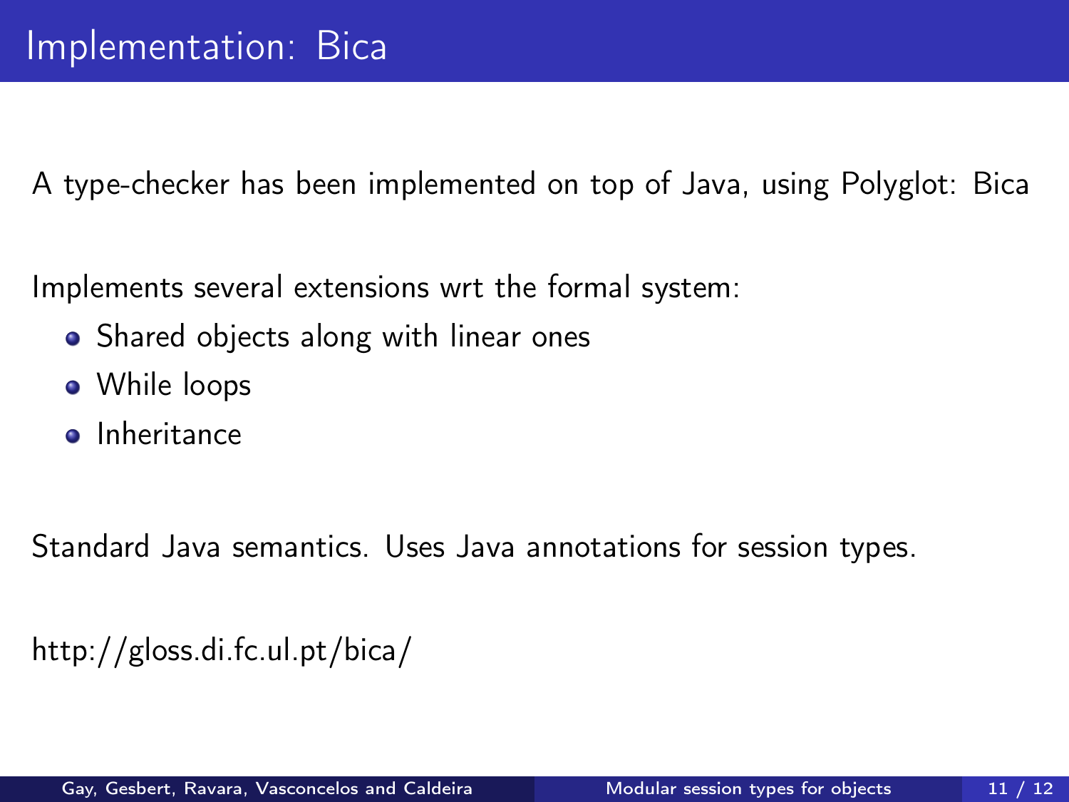# Implementation: Bica

A type-checker has been implemented on top of Java, using Polyglot: Bica

Implements several extensions wrt the formal system:

- Shared objects along with linear ones
- While loops
- Inheritance

Standard Java semantics. Uses Java annotations for session types.

http://gloss.di.fc.ul.pt/bica/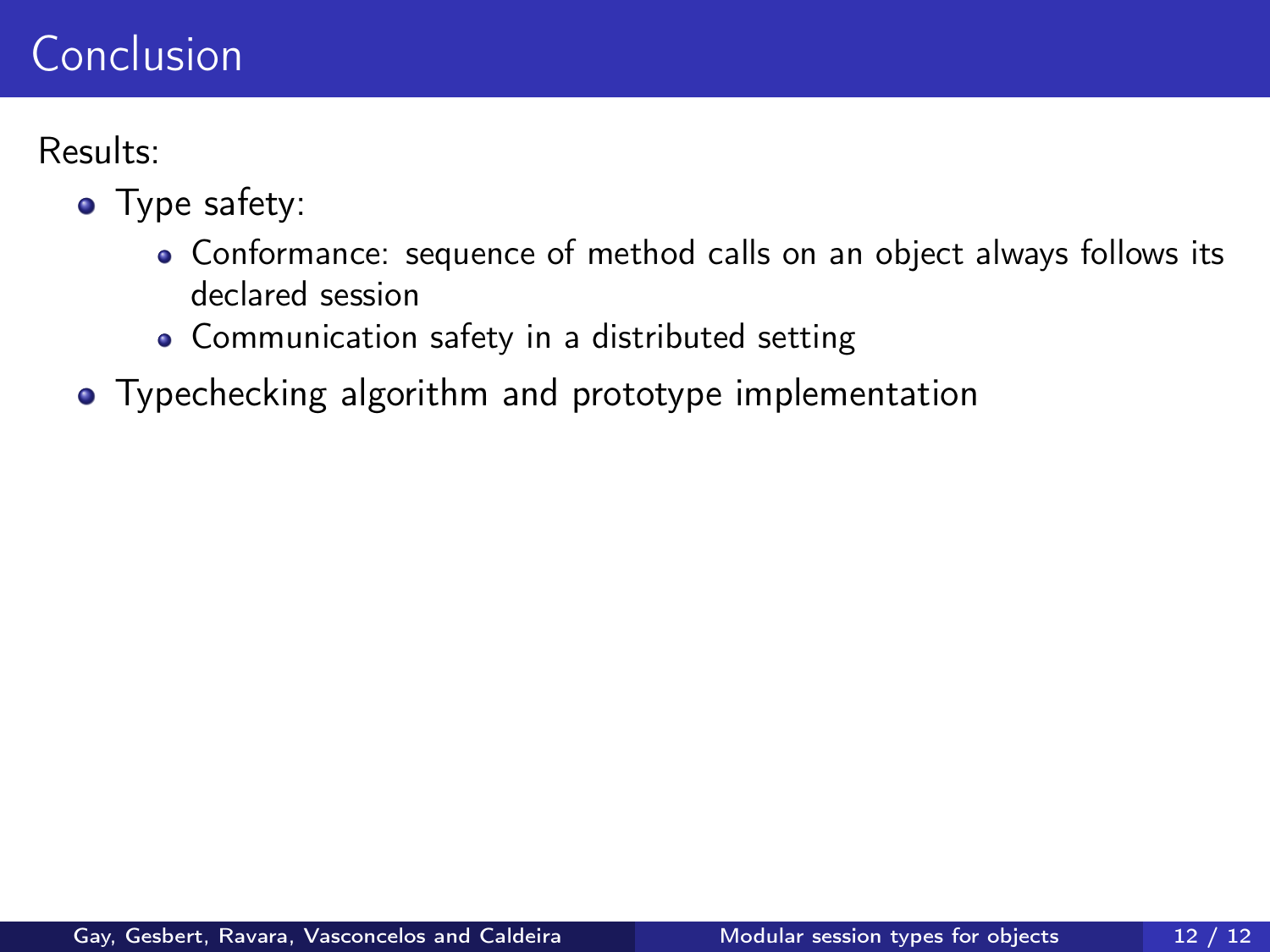# Conclusion

Results:

- Type safety:
  - Conformance: sequence of method calls on an object always follows its declared session
  - Communication safety in a distributed setting
- Typechecking algorithm and prototype implementation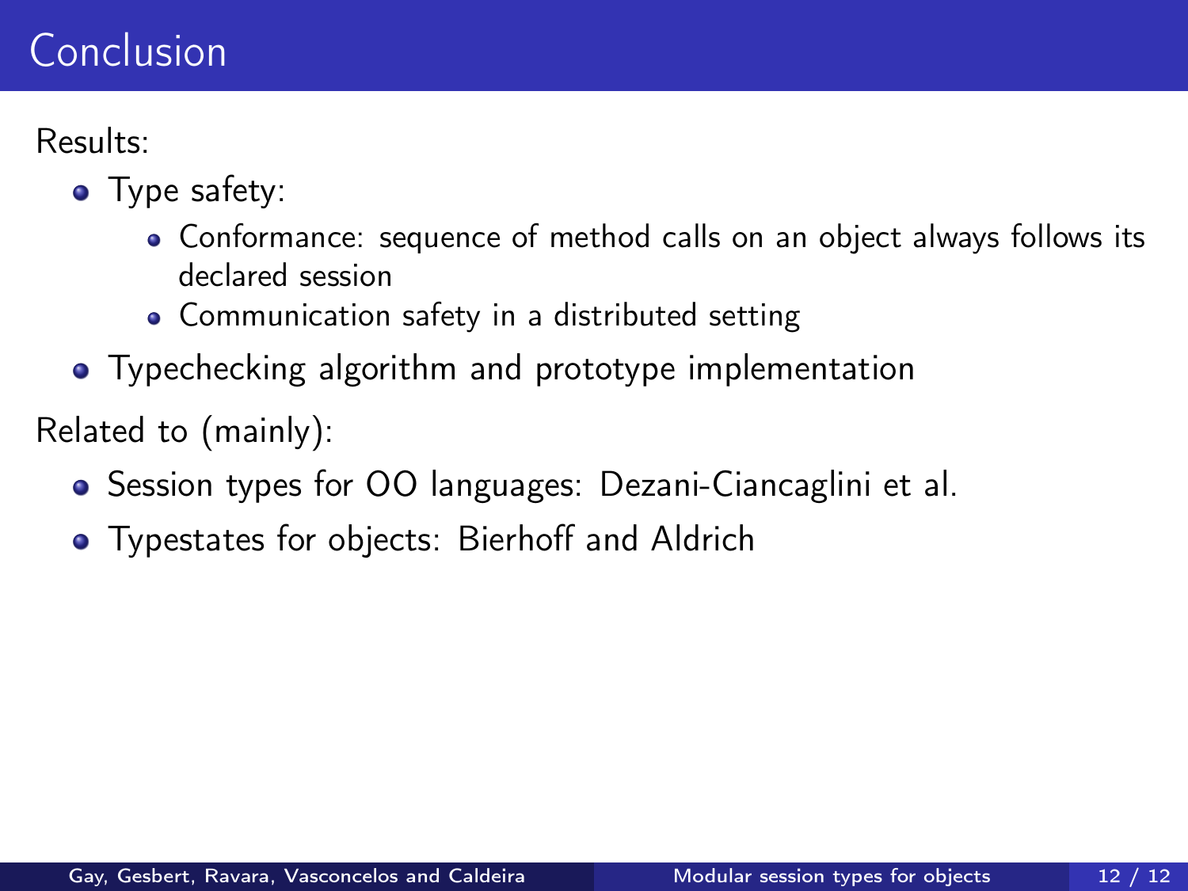# Conclusion

Results:

- Type safety:
  - Conformance: sequence of method calls on an object always follows its declared session
  - Communication safety in a distributed setting
- Typechecking algorithm and prototype implementation

Related to (mainly):

- Session types for OO languages: Dezani-Ciancaglini et al.
- Typestates for objects: Bierhoff and Aldrich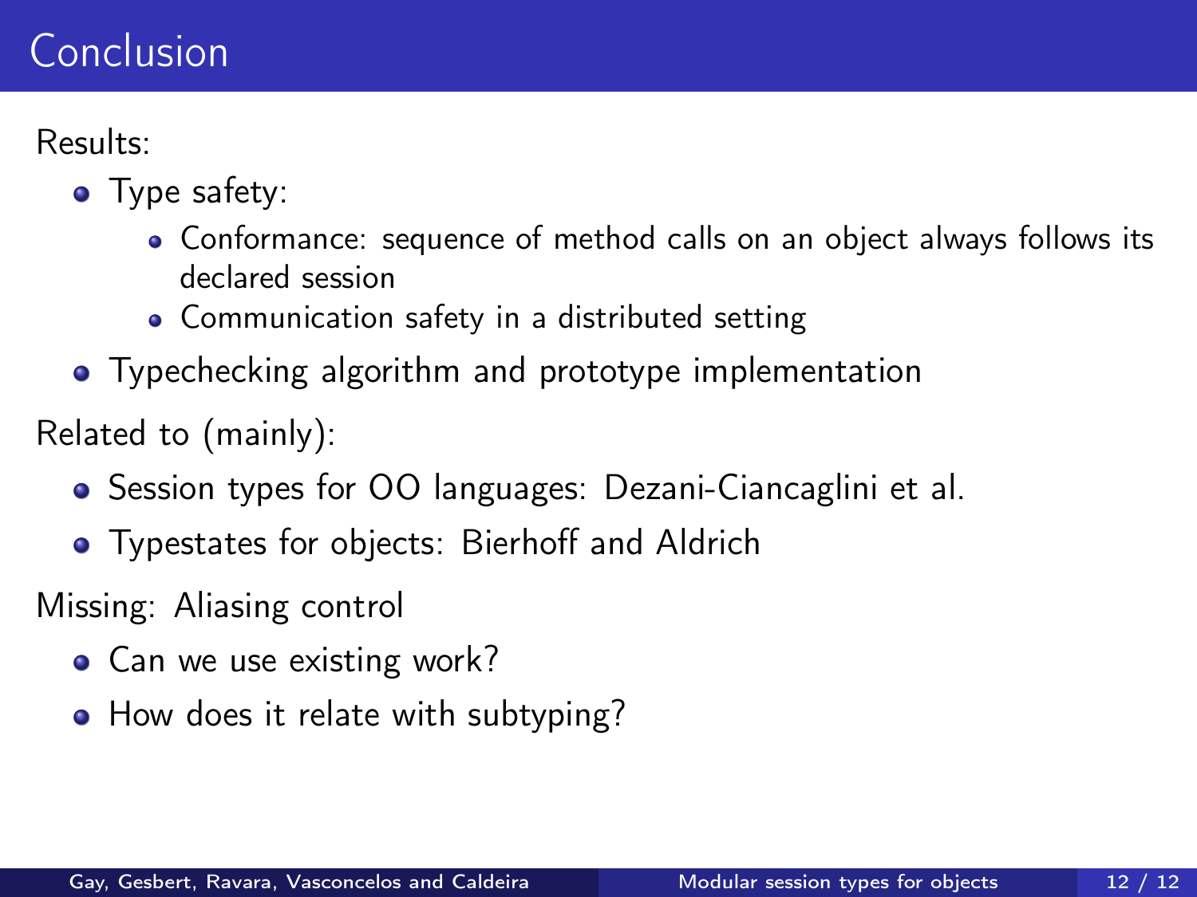# Conclusion

Results:

- Type safety:
  - Conformance: sequence of method calls on an object always follows its declared session
  - Communication safety in a distributed setting
- Typechecking algorithm and prototype implementation

Related to (mainly):

- Session types for OO languages: Dezani-Ciancaglini et al.
- Typestates for objects: Bierhoff and Aldrich

Missing: Aliasing control

- Can we use existing work?
- How does it relate with subtyping?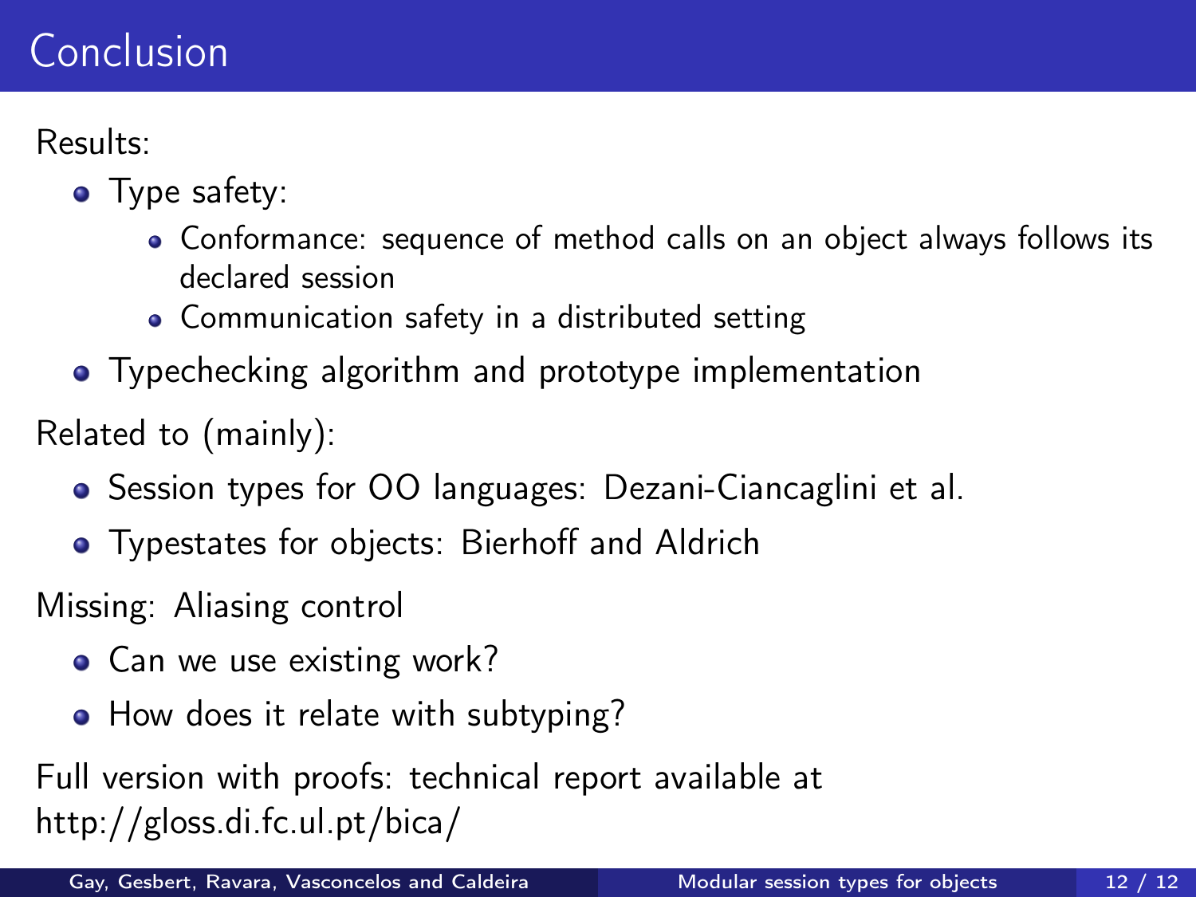# Conclusion

Results:

- Type safety:
  - Conformance: sequence of method calls on an object always follows its declared session
  - Communication safety in a distributed setting
- Typechecking algorithm and prototype implementation

Related to (mainly):

- Session types for OO languages: Dezani-Ciancaglini et al.
- Typestates for objects: Bierhoff and Aldrich

Missing: Aliasing control

- Can we use existing work?
- How does it relate with subtyping?

Full version with proofs: technical report available at http://gloss.di.fc.ul.pt/bica/